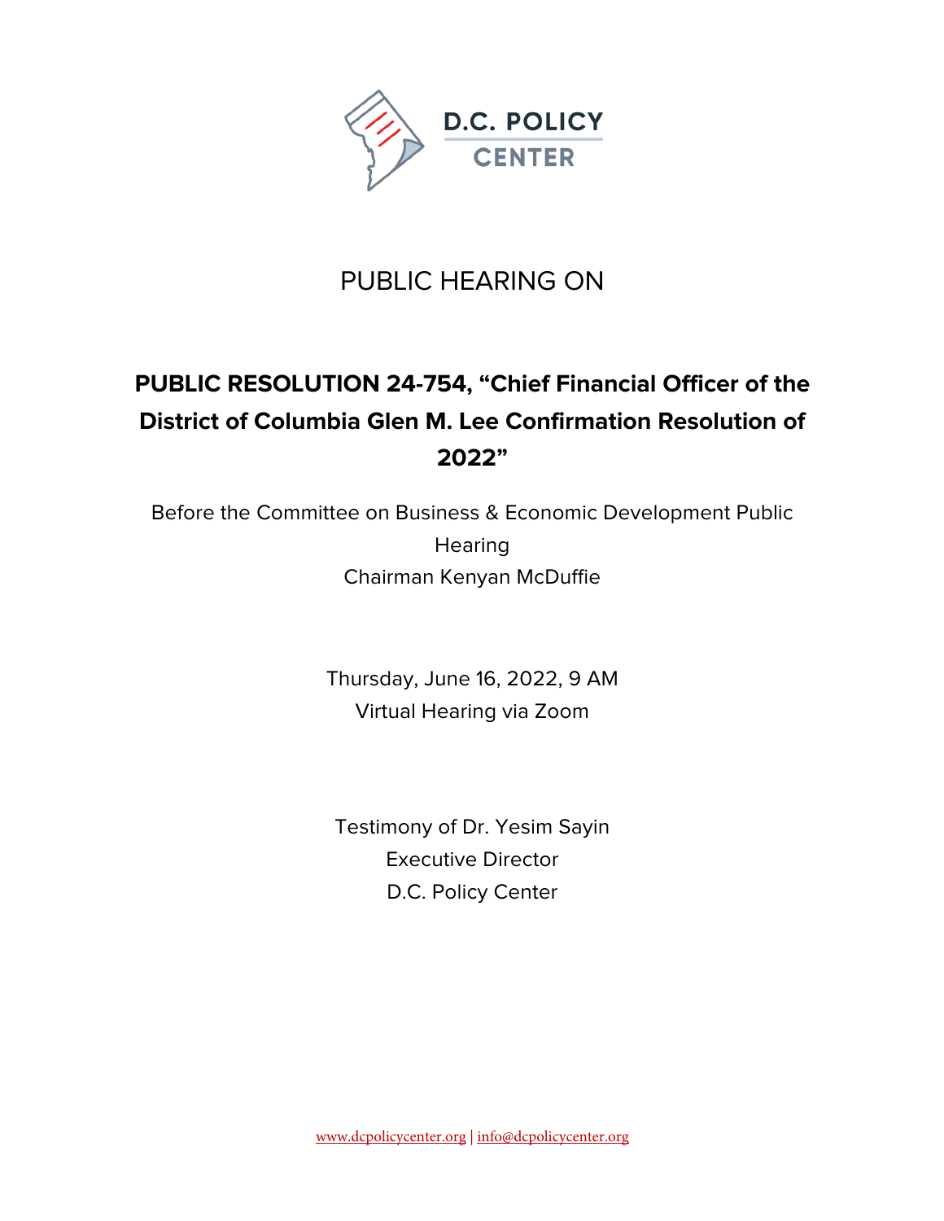D.C. POLICY CENTER

PUBLIC HEARING ON

# PUBLIC RESOLUTION 24-754, "Chief Financial Officer of the District of Columbia Glen M. Lee Confirmation Resolution of 2022"

Before the Committee on Business & Economic Development Public Hearing
Chairman Kenyan McDuffie

Thursday, June 16, 2022, 9 AM
Virtual Hearing via Zoom

Testimony of Dr. Yesim Sayin
Executive Director
D.C. Policy Center

www.dcpolicycenter.org | info@dcpolicycenter.org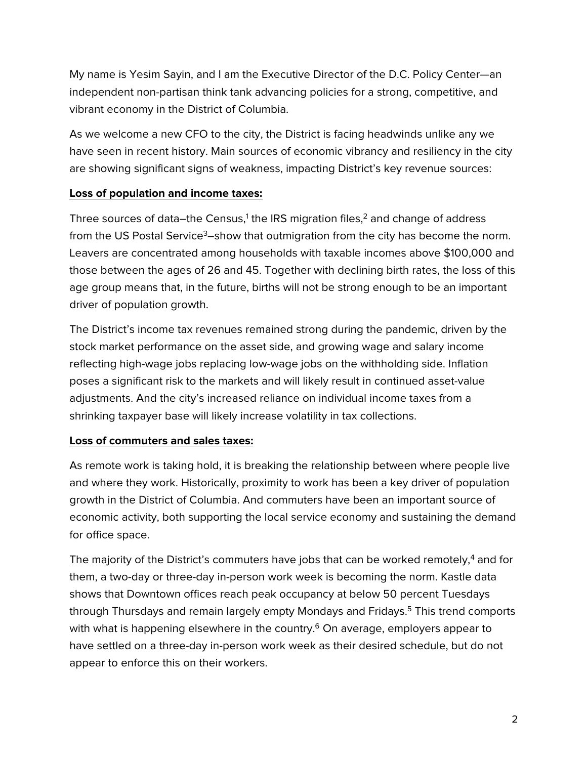My name is Yesim Sayin, and I am the Executive Director of the D.C. Policy Center—an independent non-partisan think tank advancing policies for a strong, competitive, and vibrant economy in the District of Columbia.

As we welcome a new CFO to the city, the District is facing headwinds unlike any we have seen in recent history. Main sources of economic vibrancy and resiliency in the city are showing significant signs of weakness, impacting District's key revenue sources:

**Loss of population and income taxes:**

Three sources of data–the Census,[1] the IRS migration files,[2] and change of address from the US Postal Service[3]–show that outmigration from the city has become the norm. Leavers are concentrated among households with taxable incomes above $100,000 and those between the ages of 26 and 45. Together with declining birth rates, the loss of this age group means that, in the future, births will not be strong enough to be an important driver of population growth.

The District's income tax revenues remained strong during the pandemic, driven by the stock market performance on the asset side, and growing wage and salary income reflecting high-wage jobs replacing low-wage jobs on the withholding side. Inflation poses a significant risk to the markets and will likely result in continued asset-value adjustments. And the city's increased reliance on individual income taxes from a shrinking taxpayer base will likely increase volatility in tax collections.

**Loss of commuters and sales taxes:**

As remote work is taking hold, it is breaking the relationship between where people live and where they work. Historically, proximity to work has been a key driver of population growth in the District of Columbia. And commuters have been an important source of economic activity, both supporting the local service economy and sustaining the demand for office space.

The majority of the District's commuters have jobs that can be worked remotely,[4] and for them, a two-day or three-day in-person work week is becoming the norm. Kastle data shows that Downtown offices reach peak occupancy at below 50 percent Tuesdays through Thursdays and remain largely empty Mondays and Fridays.[5] This trend comports with what is happening elsewhere in the country.[6] On average, employers appear to have settled on a three-day in-person work week as their desired schedule, but do not appear to enforce this on their workers.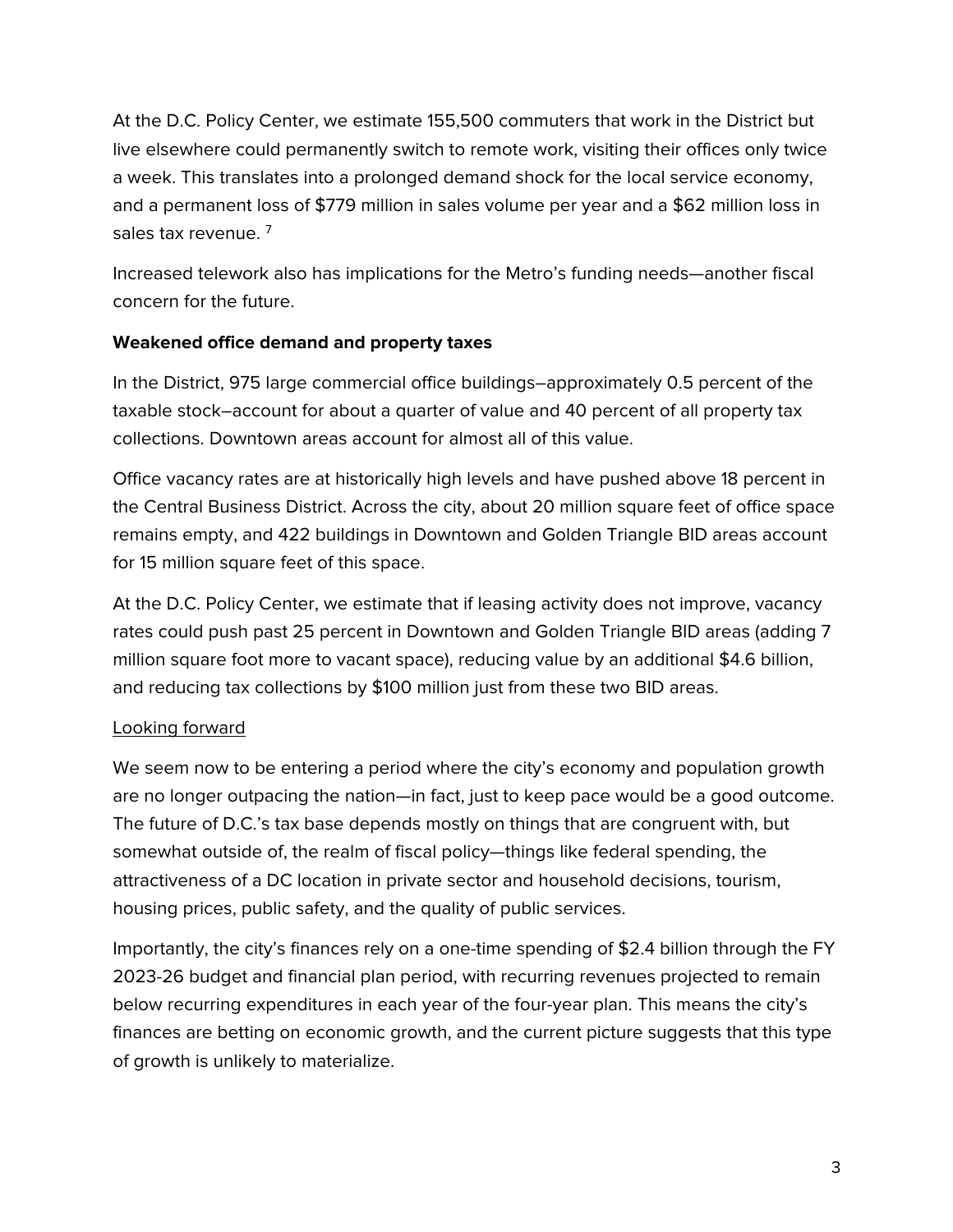At the D.C. Policy Center, we estimate 155,500 commuters that work in the District but live elsewhere could permanently switch to remote work, visiting their offices only twice a week. This translates into a prolonged demand shock for the local service economy, and a permanent loss of $779 million in sales volume per year and a $62 million loss in sales tax revenue. [7]

Increased telework also has implications for the Metro's funding needs—another fiscal concern for the future.

**Weakened office demand and property taxes**

In the District, 975 large commercial office buildings–approximately 0.5 percent of the taxable stock–account for about a quarter of value and 40 percent of all property tax collections. Downtown areas account for almost all of this value.

Office vacancy rates are at historically high levels and have pushed above 18 percent in the Central Business District. Across the city, about 20 million square feet of office space remains empty, and 422 buildings in Downtown and Golden Triangle BID areas account for 15 million square feet of this space.

At the D.C. Policy Center, we estimate that if leasing activity does not improve, vacancy rates could push past 25 percent in Downtown and Golden Triangle BID areas (adding 7 million square foot more to vacant space), reducing value by an additional $4.6 billion, and reducing tax collections by $100 million just from these two BID areas.

<u>Looking forward</u>

We seem now to be entering a period where the city's economy and population growth are no longer outpacing the nation—in fact, just to keep pace would be a good outcome. The future of D.C.'s tax base depends mostly on things that are congruent with, but somewhat outside of, the realm of fiscal policy—things like federal spending, the attractiveness of a DC location in private sector and household decisions, tourism, housing prices, public safety, and the quality of public services.

Importantly, the city's finances rely on a one-time spending of $2.4 billion through the FY 2023-26 budget and financial plan period, with recurring revenues projected to remain below recurring expenditures in each year of the four-year plan. This means the city's finances are betting on economic growth, and the current picture suggests that this type of growth is unlikely to materialize.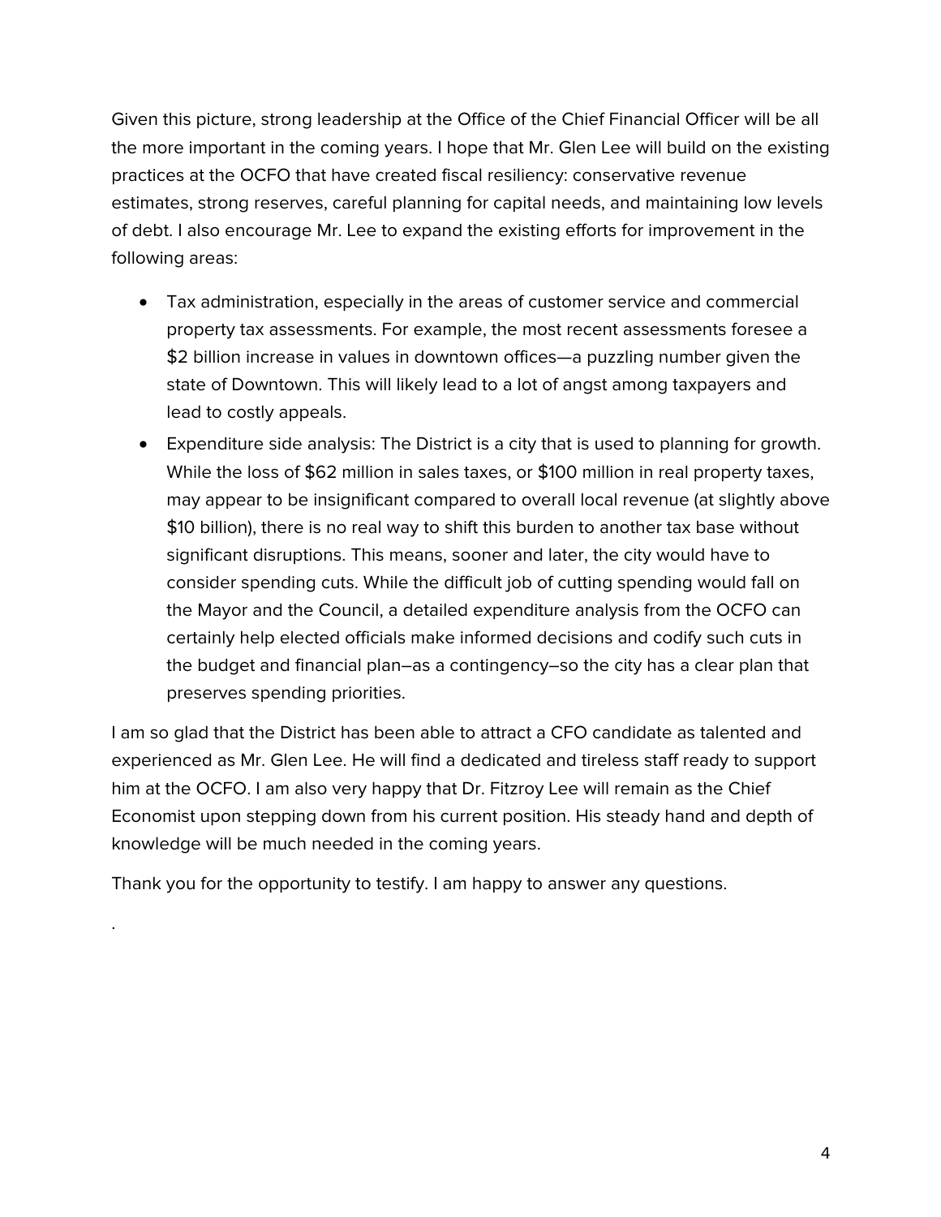Given this picture, strong leadership at the Office of the Chief Financial Officer will be all the more important in the coming years. I hope that Mr. Glen Lee will build on the existing practices at the OCFO that have created fiscal resiliency: conservative revenue estimates, strong reserves, careful planning for capital needs, and maintaining low levels of debt. I also encourage Mr. Lee to expand the existing efforts for improvement in the following areas:

- Tax administration, especially in the areas of customer service and commercial property tax assessments. For example, the most recent assessments foresee a $2 billion increase in values in downtown offices—a puzzling number given the state of Downtown. This will likely lead to a lot of angst among taxpayers and lead to costly appeals.
- Expenditure side analysis: The District is a city that is used to planning for growth. While the loss of $62 million in sales taxes, or $100 million in real property taxes, may appear to be insignificant compared to overall local revenue (at slightly above $10 billion), there is no real way to shift this burden to another tax base without significant disruptions. This means, sooner and later, the city would have to consider spending cuts. While the difficult job of cutting spending would fall on the Mayor and the Council, a detailed expenditure analysis from the OCFO can certainly help elected officials make informed decisions and codify such cuts in the budget and financial plan–as a contingency–so the city has a clear plan that preserves spending priorities.

I am so glad that the District has been able to attract a CFO candidate as talented and experienced as Mr. Glen Lee. He will find a dedicated and tireless staff ready to support him at the OCFO. I am also very happy that Dr. Fitzroy Lee will remain as the Chief Economist upon stepping down from his current position. His steady hand and depth of knowledge will be much needed in the coming years.

Thank you for the opportunity to testify. I am happy to answer any questions.

.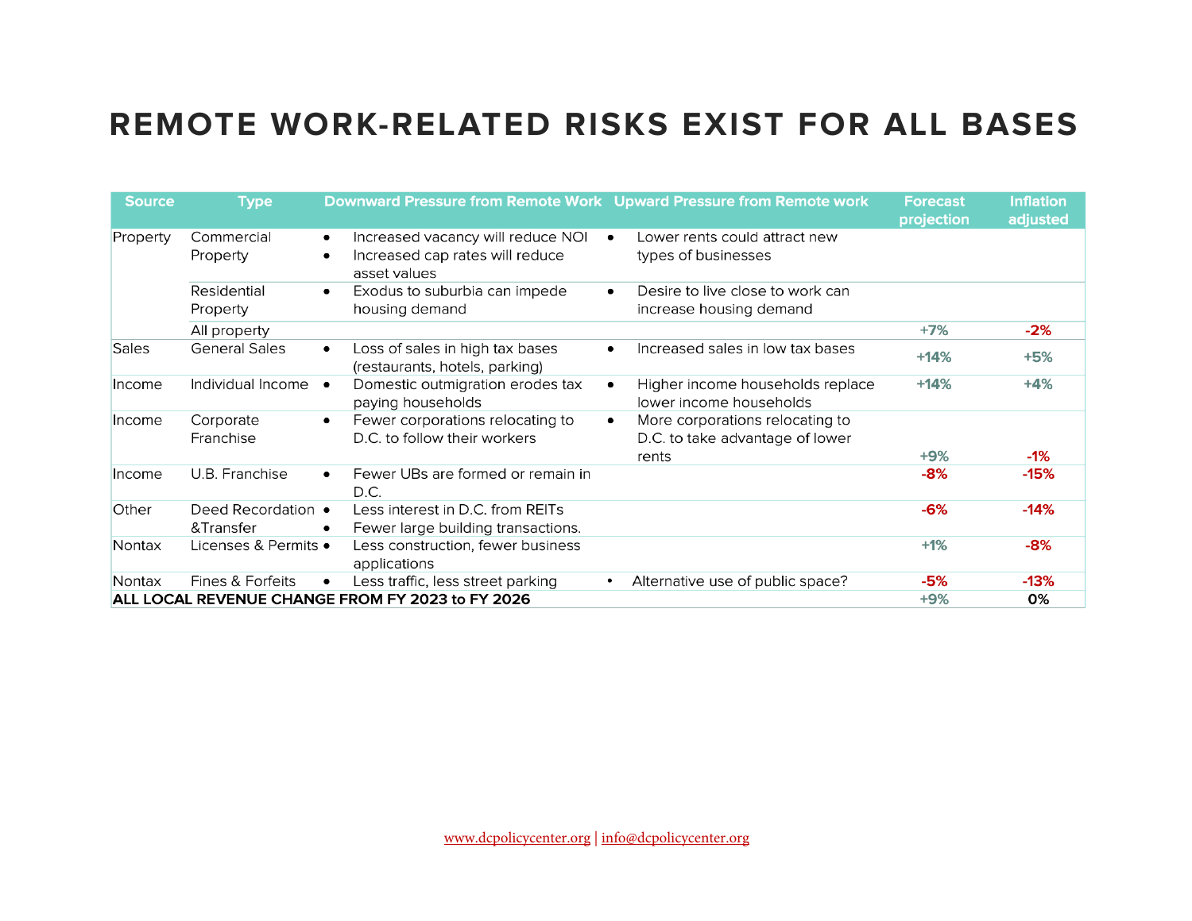# REMOTE WORK-RELATED RISKS EXIST FOR ALL BASES

| Source | Type | Downward Pressure from Remote Work | Upward Pressure from Remote work | Forecast projection | Inflation adjusted |
|---|---|---|---|---|---|
| Property | Commercial Property | • Increased vacancy will reduce NOI<br>• Increased cap rates will reduce asset values | • Lower rents could attract new types of businesses | | |
| | Residential Property | • Exodus to suburbia can impede housing demand | • Desire to live close to work can increase housing demand | | |
| | All property | | | +7% | -2% |
| Sales | General Sales | • Loss of sales in high tax bases (restaurants, hotels, parking) | • Increased sales in low tax bases | +14% | +5% |
| Income | Individual Income | • Domestic outmigration erodes tax paying households | • Higher income households replace lower income households | +14% | +4% |
| Income | Corporate Franchise | • Fewer corporations relocating to D.C. to follow their workers | • More corporations relocating to D.C. to take advantage of lower rents | +9% | -1% |
| Income | U.B. Franchise | • Fewer UBs are formed or remain in D.C. | | -8% | -15% |
| Other | Deed Recordation &Transfer | • Less interest in D.C. from REITs<br>• Fewer large building transactions. | | -6% | -14% |
| Nontax | Licenses & Permits | • Less construction, fewer business applications | | +1% | -8% |
| Nontax | Fines & Forfeits | • Less traffic, less street parking | • Alternative use of public space? | -5% | -13% |
| **ALL LOCAL REVENUE CHANGE FROM FY 2023 to FY 2026** | | | | +9% | 0% |

www.dcpolicycenter.org | info@dcpolicycenter.org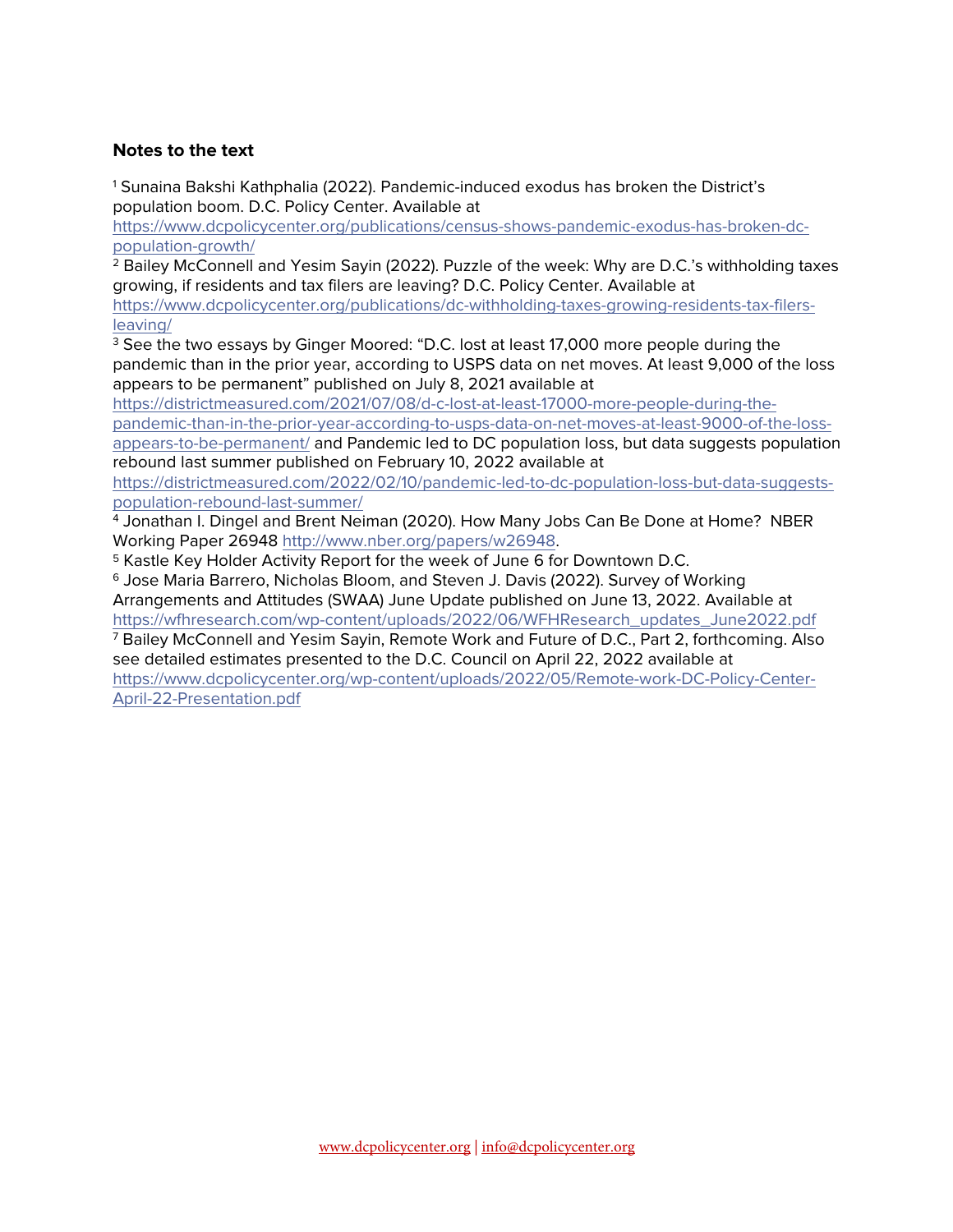**Notes to the text**

[1] Sunaina Bakshi Kathphalia (2022). Pandemic-induced exodus has broken the District's population boom. D.C. Policy Center. Available at https://www.dcpolicycenter.org/publications/census-shows-pandemic-exodus-has-broken-dc-population-growth/

[2] Bailey McConnell and Yesim Sayin (2022). Puzzle of the week: Why are D.C.'s withholding taxes growing, if residents and tax filers are leaving? D.C. Policy Center. Available at https://www.dcpolicycenter.org/publications/dc-withholding-taxes-growing-residents-tax-filers-leaving/

[3] See the two essays by Ginger Moored: "D.C. lost at least 17,000 more people during the pandemic than in the prior year, according to USPS data on net moves. At least 9,000 of the loss appears to be permanent" published on July 8, 2021 available at https://districtmeasured.com/2021/07/08/d-c-lost-at-least-17000-more-people-during-the-pandemic-than-in-the-prior-year-according-to-usps-data-on-net-moves-at-least-9000-of-the-loss-appears-to-be-permanent/ and Pandemic led to DC population loss, but data suggests population rebound last summer published on February 10, 2022 available at https://districtmeasured.com/2022/02/10/pandemic-led-to-dc-population-loss-but-data-suggests-population-rebound-last-summer/

[4] Jonathan I. Dingel and Brent Neiman (2020). How Many Jobs Can Be Done at Home? NBER Working Paper 26948 http://www.nber.org/papers/w26948.

[5] Kastle Key Holder Activity Report for the week of June 6 for Downtown D.C.

[6] Jose Maria Barrero, Nicholas Bloom, and Steven J. Davis (2022). Survey of Working Arrangements and Attitudes (SWAA) June Update published on June 13, 2022. Available at https://wfhresearch.com/wp-content/uploads/2022/06/WFHResearch_updates_June2022.pdf

[7] Bailey McConnell and Yesim Sayin, Remote Work and Future of D.C., Part 2, forthcoming. Also see detailed estimates presented to the D.C. Council on April 22, 2022 available at https://www.dcpolicycenter.org/wp-content/uploads/2022/05/Remote-work-DC-Policy-Center-April-22-Presentation.pdf